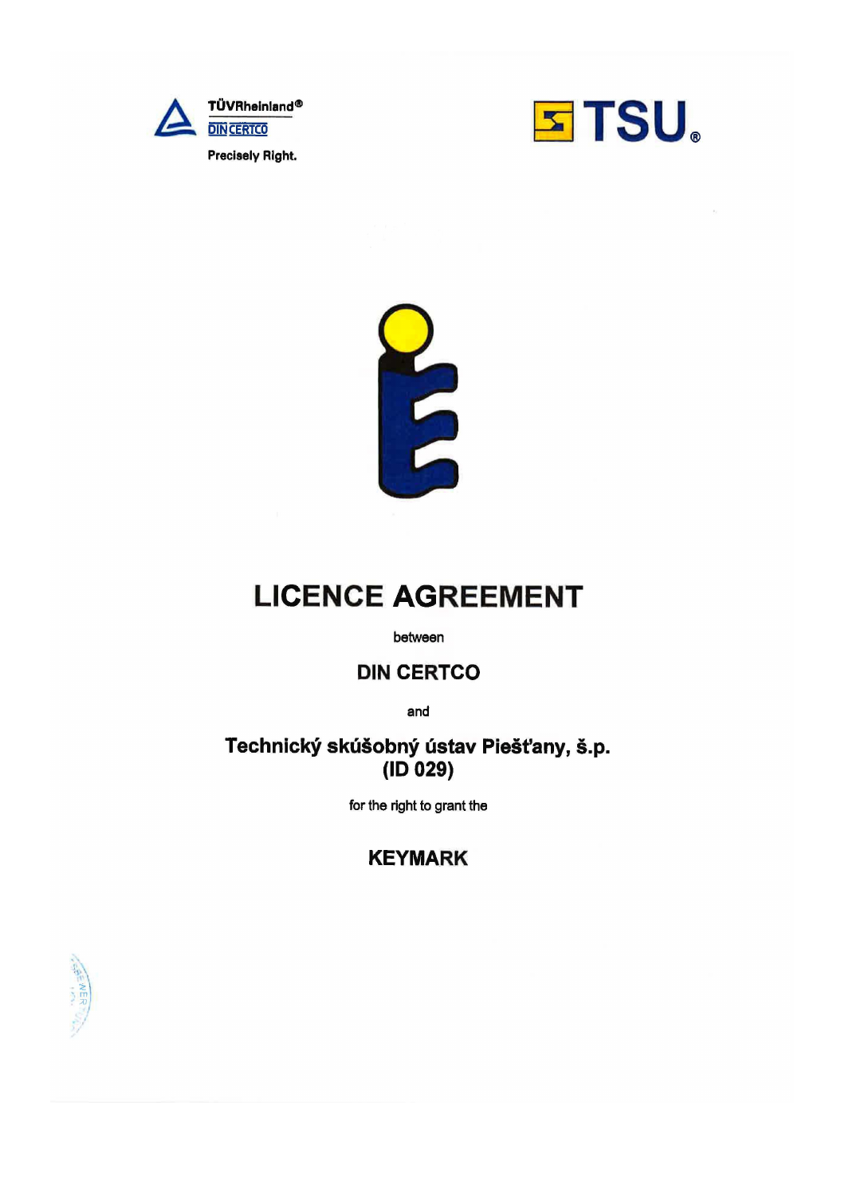TÜVRheinland®
DIN CERTCO
Precisely Right.

TSU®

# LICENCE AGREEMENT

between

**DIN CERTCO**

and

**Technický skúšobný ústav Piešťany, š.p.
(ID 029)**

for the right to grant the

**KEYMARK**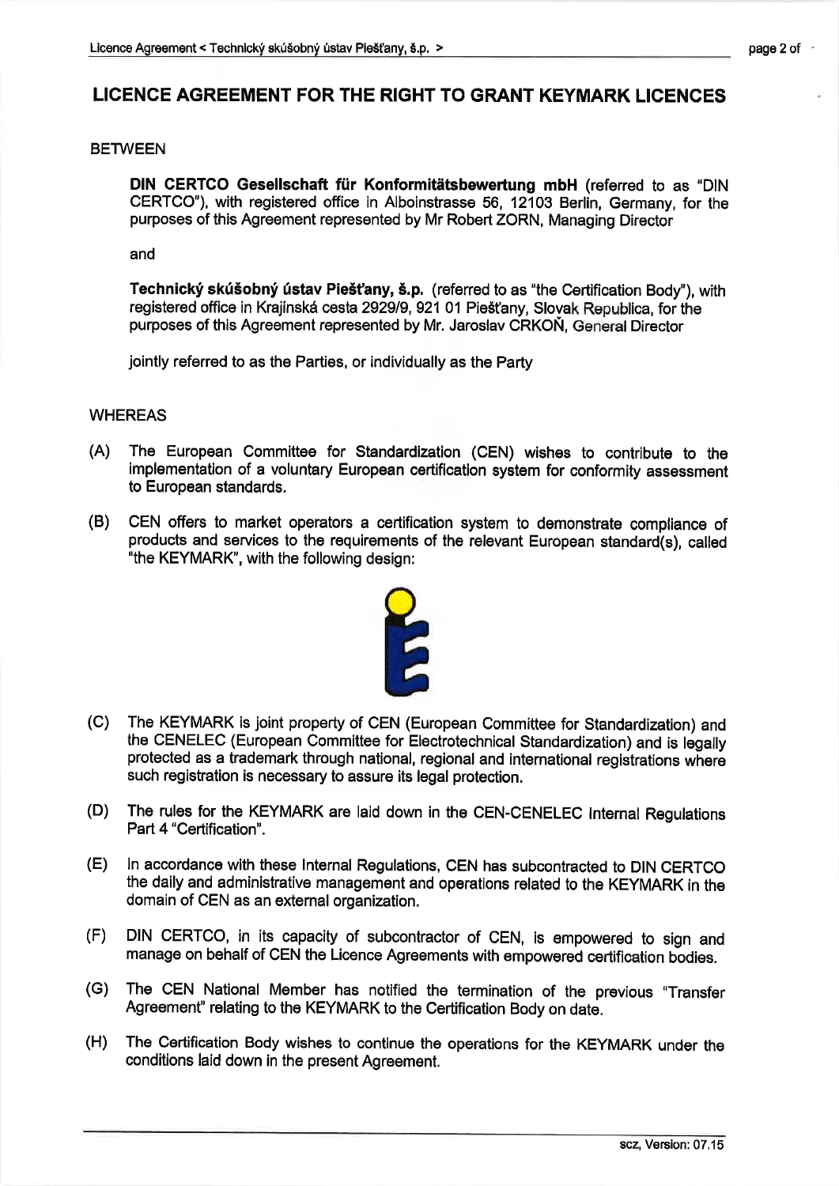# LICENCE AGREEMENT FOR THE RIGHT TO GRANT KEYMARK LICENCES

BETWEEN

**DIN CERTCO Gesellschaft für Konformitätsbewertung mbH** (referred to as "DIN CERTCO"), with registered office in Alboinstrasse 56, 12103 Berlin, Germany, for the purposes of this Agreement represented by Mr Robert ZORN, Managing Director

and

**Technický skúšobný ústav Piešťany, š.p.** (referred to as "the Certification Body"), with registered office in Krajinská cesta 2929/9, 921 01 Piešťany, Slovak Republica, for the purposes of this Agreement represented by Mr. Jaroslav CRKOŇ, General Director

jointly referred to as the Parties, or individually as the Party

WHEREAS

(A) The European Committee for Standardization (CEN) wishes to contribute to the implementation of a voluntary European certification system for conformity assessment to European standards.

(B) CEN offers to market operators a certification system to demonstrate compliance of products and services to the requirements of the relevant European standard(s), called "the KEYMARK", with the following design:

(C) The KEYMARK is joint property of CEN (European Committee for Standardization) and the CENELEC (European Committee for Electrotechnical Standardization) and is legally protected as a trademark through national, regional and international registrations where such registration is necessary to assure its legal protection.

(D) The rules for the KEYMARK are laid down in the CEN-CENELEC Internal Regulations Part 4 "Certification".

(E) In accordance with these Internal Regulations, CEN has subcontracted to DIN CERTCO the daily and administrative management and operations related to the KEYMARK in the domain of CEN as an external organization.

(F) DIN CERTCO, in its capacity of subcontractor of CEN, is empowered to sign and manage on behalf of CEN the Licence Agreements with empowered certification bodies.

(G) The CEN National Member has notified the termination of the previous "Transfer Agreement" relating to the KEYMARK to the Certification Body on date.

(H) The Certification Body wishes to continue the operations for the KEYMARK under the conditions laid down in the present Agreement.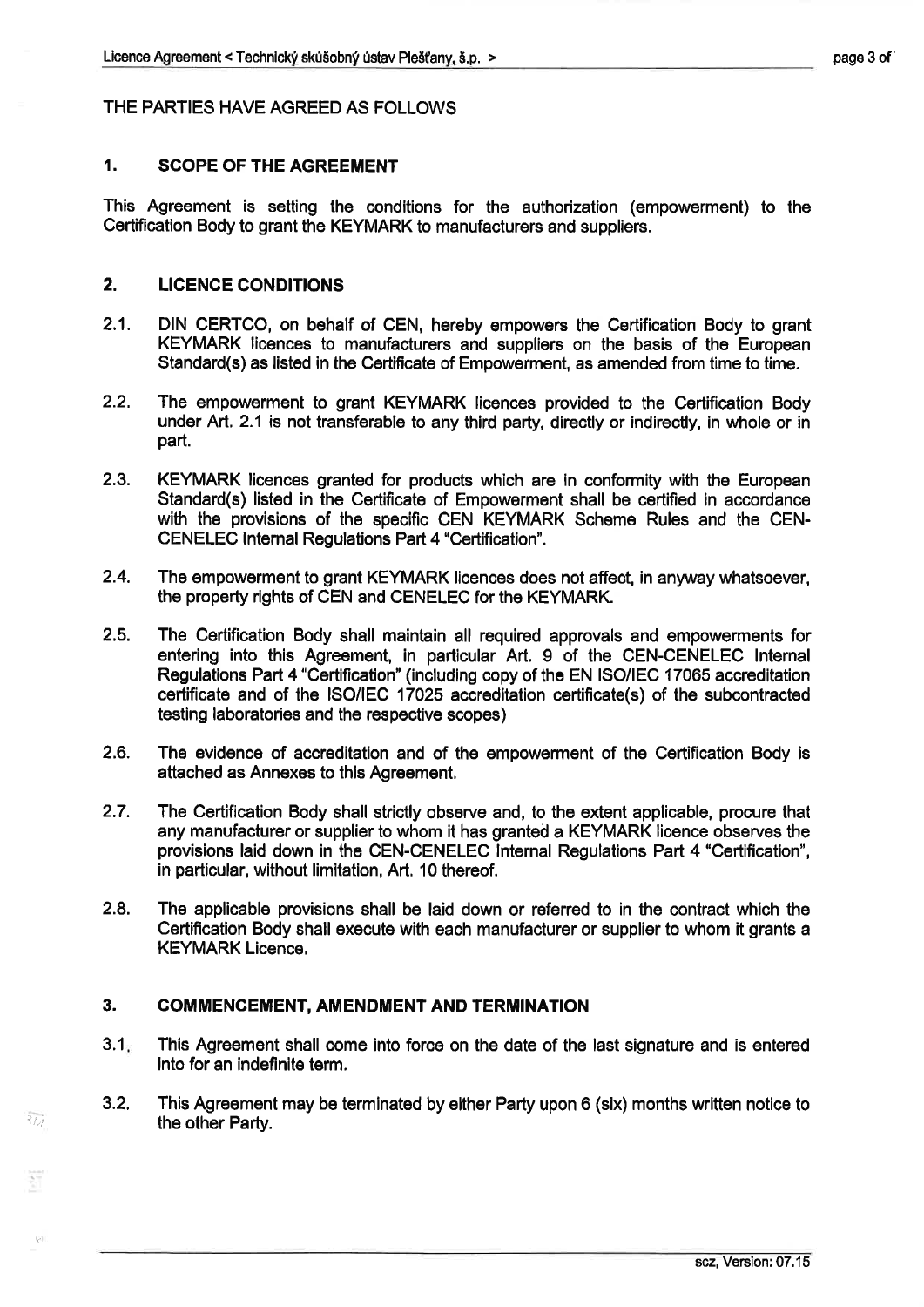THE PARTIES HAVE AGREED AS FOLLOWS

## 1. SCOPE OF THE AGREEMENT

This Agreement is setting the conditions for the authorization (empowerment) to the Certification Body to grant the KEYMARK to manufacturers and suppliers.

## 2. LICENCE CONDITIONS

2.1. DIN CERTCO, on behalf of CEN, hereby empowers the Certification Body to grant KEYMARK licences to manufacturers and suppliers on the basis of the European Standard(s) as listed in the Certificate of Empowerment, as amended from time to time.

2.2. The empowerment to grant KEYMARK licences provided to the Certification Body under Art. 2.1 is not transferable to any third party, directly or indirectly, in whole or in part.

2.3. KEYMARK licences granted for products which are in conformity with the European Standard(s) listed in the Certificate of Empowerment shall be certified in accordance with the provisions of the specific CEN KEYMARK Scheme Rules and the CEN-CENELEC Internal Regulations Part 4 "Certification".

2.4. The empowerment to grant KEYMARK licences does not affect, in anyway whatsoever, the property rights of CEN and CENELEC for the KEYMARK.

2.5. The Certification Body shall maintain all required approvals and empowerments for entering into this Agreement, in particular Art. 9 of the CEN-CENELEC Internal Regulations Part 4 "Certification" (including copy of the EN ISO/IEC 17065 accreditation certificate and of the ISO/IEC 17025 accreditation certificate(s) of the subcontracted testing laboratories and the respective scopes)

2.6. The evidence of accreditation and of the empowerment of the Certification Body is attached as Annexes to this Agreement.

2.7. The Certification Body shall strictly observe and, to the extent applicable, procure that any manufacturer or supplier to whom it has granted a KEYMARK licence observes the provisions laid down in the CEN-CENELEC Internal Regulations Part 4 "Certification", in particular, without limitation, Art. 10 thereof.

2.8. The applicable provisions shall be laid down or referred to in the contract which the Certification Body shall execute with each manufacturer or supplier to whom it grants a KEYMARK Licence.

## 3. COMMENCEMENT, AMENDMENT AND TERMINATION

3.1. This Agreement shall come into force on the date of the last signature and is entered into for an indefinite term.

3.2. This Agreement may be terminated by either Party upon 6 (six) months written notice to the other Party.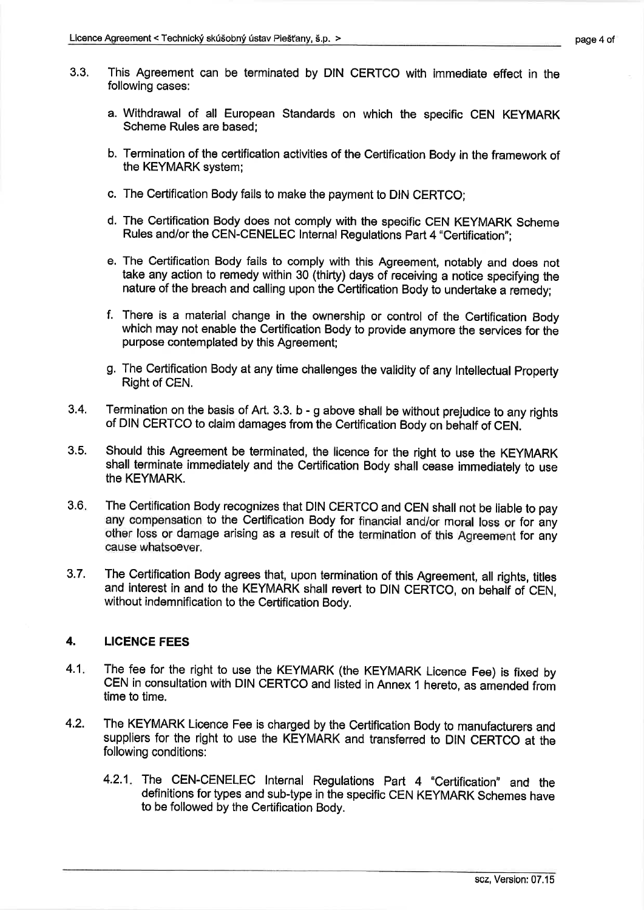3.3. This Agreement can be terminated by DIN CERTCO with immediate effect in the following cases:

   a. Withdrawal of all European Standards on which the specific CEN KEYMARK Scheme Rules are based;

   b. Termination of the certification activities of the Certification Body in the framework of the KEYMARK system;

   c. The Certification Body fails to make the payment to DIN CERTCO;

   d. The Certification Body does not comply with the specific CEN KEYMARK Scheme Rules and/or the CEN-CENELEC Internal Regulations Part 4 "Certification";

   e. The Certification Body fails to comply with this Agreement, notably and does not take any action to remedy within 30 (thirty) days of receiving a notice specifying the nature of the breach and calling upon the Certification Body to undertake a remedy;

   f. There is a material change in the ownership or control of the Certification Body which may not enable the Certification Body to provide anymore the services for the purpose contemplated by this Agreement;

   g. The Certification Body at any time challenges the validity of any Intellectual Property Right of CEN.

3.4. Termination on the basis of Art. 3.3. b - g above shall be without prejudice to any rights of DIN CERTCO to claim damages from the Certification Body on behalf of CEN.

3.5. Should this Agreement be terminated, the licence for the right to use the KEYMARK shall terminate immediately and the Certification Body shall cease immediately to use the KEYMARK.

3.6. The Certification Body recognizes that DIN CERTCO and CEN shall not be liable to pay any compensation to the Certification Body for financial and/or moral loss or for any other loss or damage arising as a result of the termination of this Agreement for any cause whatsoever.

3.7. The Certification Body agrees that, upon termination of this Agreement, all rights, titles and interest in and to the KEYMARK shall revert to DIN CERTCO, on behalf of CEN, without indemnification to the Certification Body.

## 4. LICENCE FEES

4.1. The fee for the right to use the KEYMARK (the KEYMARK Licence Fee) is fixed by CEN in consultation with DIN CERTCO and listed in Annex 1 hereto, as amended from time to time.

4.2. The KEYMARK Licence Fee is charged by the Certification Body to manufacturers and suppliers for the right to use the KEYMARK and transferred to DIN CERTCO at the following conditions:

   4.2.1. The CEN-CENELEC Internal Regulations Part 4 "Certification" and the definitions for types and sub-type in the specific CEN KEYMARK Schemes have to be followed by the Certification Body.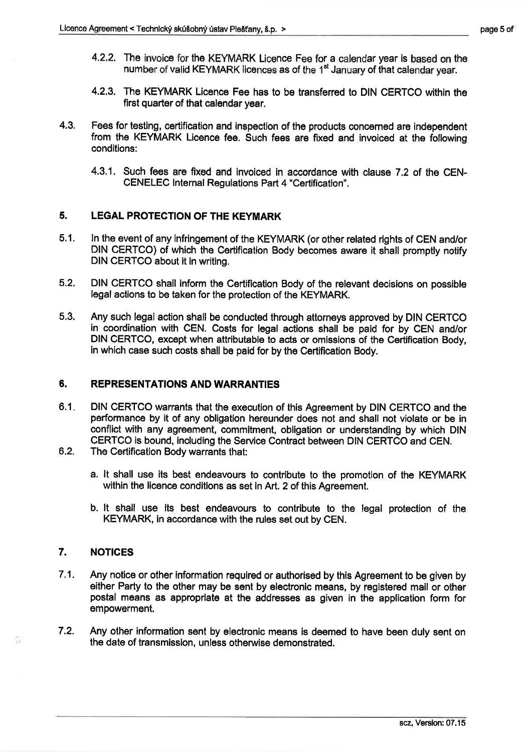4.2.2. The invoice for the KEYMARK Licence Fee for a calendar year is based on the number of valid KEYMARK licences as of the 1st January of that calendar year.

4.2.3. The KEYMARK Licence Fee has to be transferred to DIN CERTCO within the first quarter of that calendar year.

4.3. Fees for testing, certification and inspection of the products concerned are independent from the KEYMARK Licence fee. Such fees are fixed and invoiced at the following conditions:

4.3.1. Such fees are fixed and invoiced in accordance with clause 7.2 of the CEN-CENELEC Internal Regulations Part 4 "Certification".

## 5. LEGAL PROTECTION OF THE KEYMARK

5.1. In the event of any infringement of the KEYMARK (or other related rights of CEN and/or DIN CERTCO) of which the Certification Body becomes aware it shall promptly notify DIN CERTCO about it in writing.

5.2. DIN CERTCO shall inform the Certification Body of the relevant decisions on possible legal actions to be taken for the protection of the KEYMARK.

5.3. Any such legal action shall be conducted through attorneys approved by DIN CERTCO in coordination with CEN. Costs for legal actions shall be paid for by CEN and/or DIN CERTCO, except when attributable to acts or omissions of the Certification Body, in which case such costs shall be paid for by the Certification Body.

## 6. REPRESENTATIONS AND WARRANTIES

6.1. DIN CERTCO warrants that the execution of this Agreement by DIN CERTCO and the performance by it of any obligation hereunder does not and shall not violate or be in conflict with any agreement, commitment, obligation or understanding by which DIN CERTCO is bound, including the Service Contract between DIN CERTCO and CEN.

6.2. The Certification Body warrants that:

a. It shall use its best endeavours to contribute to the promotion of the KEYMARK within the licence conditions as set in Art. 2 of this Agreement.

b. It shall use its best endeavours to contribute to the legal protection of the KEYMARK, in accordance with the rules set out by CEN.

## 7. NOTICES

7.1. Any notice or other information required or authorised by this Agreement to be given by either Party to the other may be sent by electronic means, by registered mail or other postal means as appropriate at the addresses as given in the application form for empowerment.

7.2. Any other information sent by electronic means is deemed to have been duly sent on the date of transmission, unless otherwise demonstrated.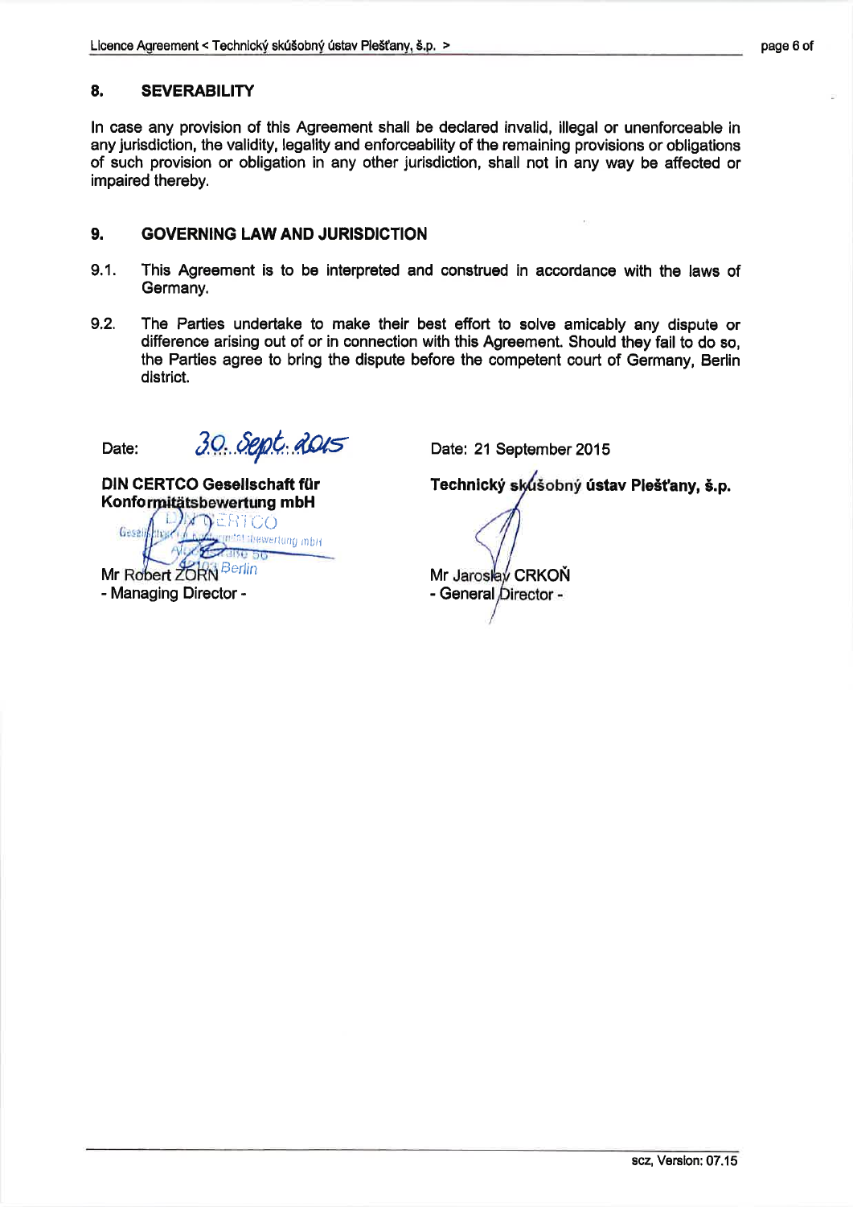## 8. SEVERABILITY

In case any provision of this Agreement shall be declared invalid, illegal or unenforceable in any jurisdiction, the validity, legality and enforceability of the remaining provisions or obligations of such provision or obligation in any other jurisdiction, shall not in any way be affected or impaired thereby.

## 9. GOVERNING LAW AND JURISDICTION

9.1. This Agreement is to be interpreted and construed in accordance with the laws of Germany.

9.2. The Parties undertake to make their best effort to solve amicably any dispute or difference arising out of or in connection with this Agreement. Should they fail to do so, the Parties agree to bring the dispute before the competent court of Germany, Berlin district.

Date: 30. Sept. 2015

**DIN CERTCO Gesellschaft für Konformitätsbewertung mbH**

DIN CERTCO Gesellschaft für Konformitätsbewertung mbH ...straße 56 ...03 Berlin

Mr Robert ZORN
- Managing Director -

Date: 21 September 2015

**Technický skúšobný ústav Piešťany, š.p.**

Mr Jaroslav CRKOŇ
- General Director -

scz, Version: 07.15